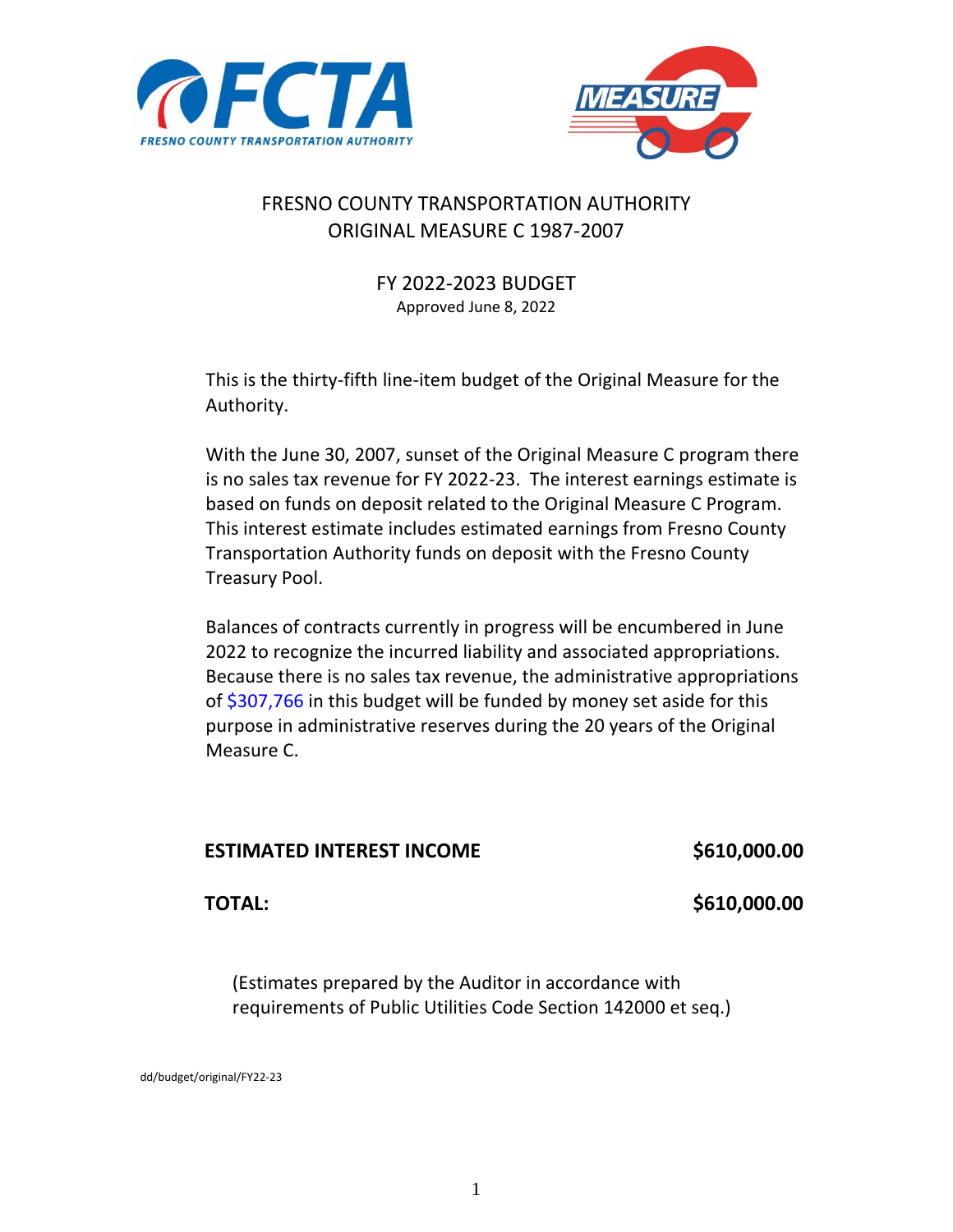# FRESNO COUNTY TRANSPORTATION AUTHORITY
# ORIGINAL MEASURE C 1987-2007

## FY 2022-2023 BUDGET

Approved June 8, 2022

This is the thirty-fifth line-item budget of the Original Measure for the Authority.

With the June 30, 2007, sunset of the Original Measure C program there is no sales tax revenue for FY 2022-23. The interest earnings estimate is based on funds on deposit related to the Original Measure C Program. This interest estimate includes estimated earnings from Fresno County Transportation Authority funds on deposit with the Fresno County Treasury Pool.

Balances of contracts currently in progress will be encumbered in June 2022 to recognize the incurred liability and associated appropriations. Because there is no sales tax revenue, the administrative appropriations of $307,766 in this budget will be funded by money set aside for this purpose in administrative reserves during the 20 years of the Original Measure C.

| | |
|---|---|
| **ESTIMATED INTEREST INCOME** | **$610,000.00** |
| **TOTAL:** | **$610,000.00** |

(Estimates prepared by the Auditor in accordance with requirements of Public Utilities Code Section 142000 et seq.)

dd/budget/original/FY22-23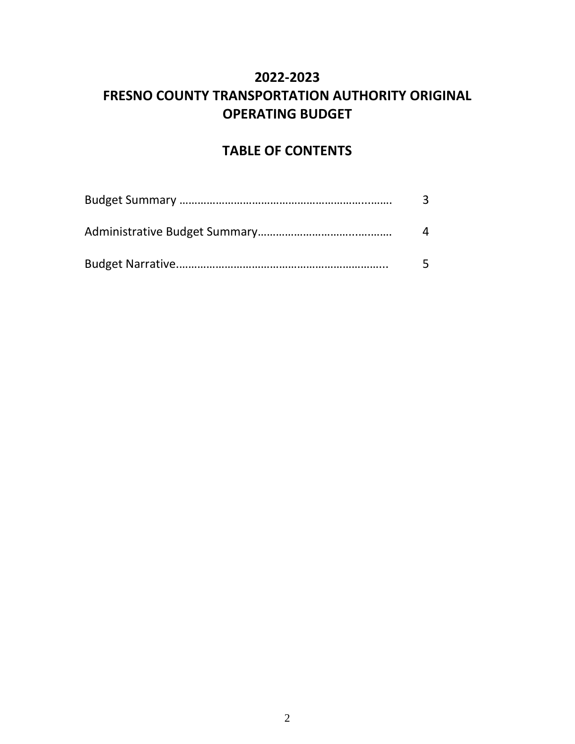# 2022-2023
# FRESNO COUNTY TRANSPORTATION AUTHORITY ORIGINAL OPERATING BUDGET

## TABLE OF CONTENTS

Budget Summary …………………………………………………………...……. 3

Administrative Budget Summary……………………………...……….… 4

Budget Narrative…………………………………………………………….. 5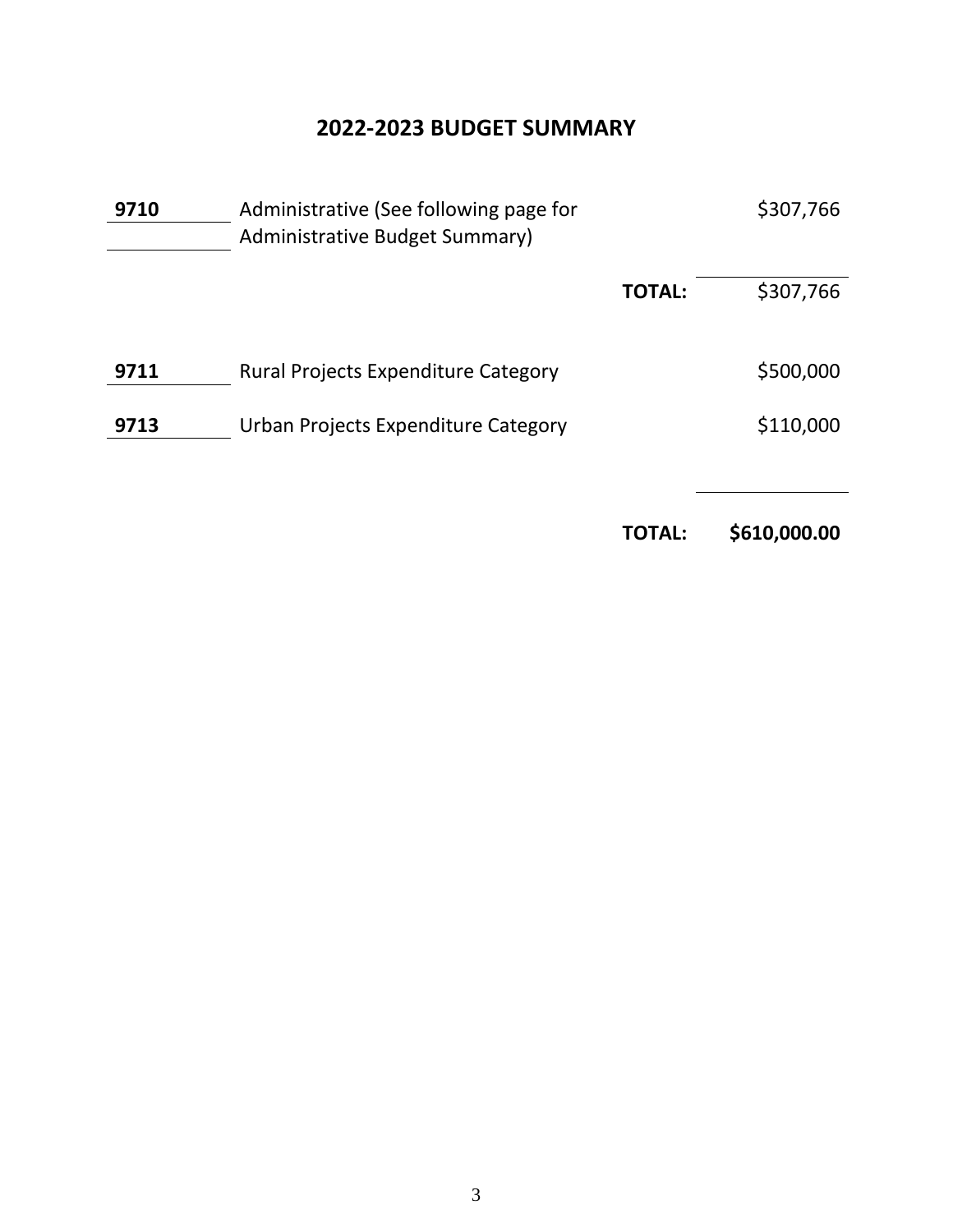# 2022-2023 BUDGET SUMMARY

| | | | |
|---|---|---|---|
| **9710** | Administrative (See following page for Administrative Budget Summary) | | $307,766 |
| | | **TOTAL:** | $307,766 |
| **9711** | Rural Projects Expenditure Category | | $500,000 |
| **9713** | Urban Projects Expenditure Category | | $110,000 |
| | | **TOTAL:** | **$610,000.00** |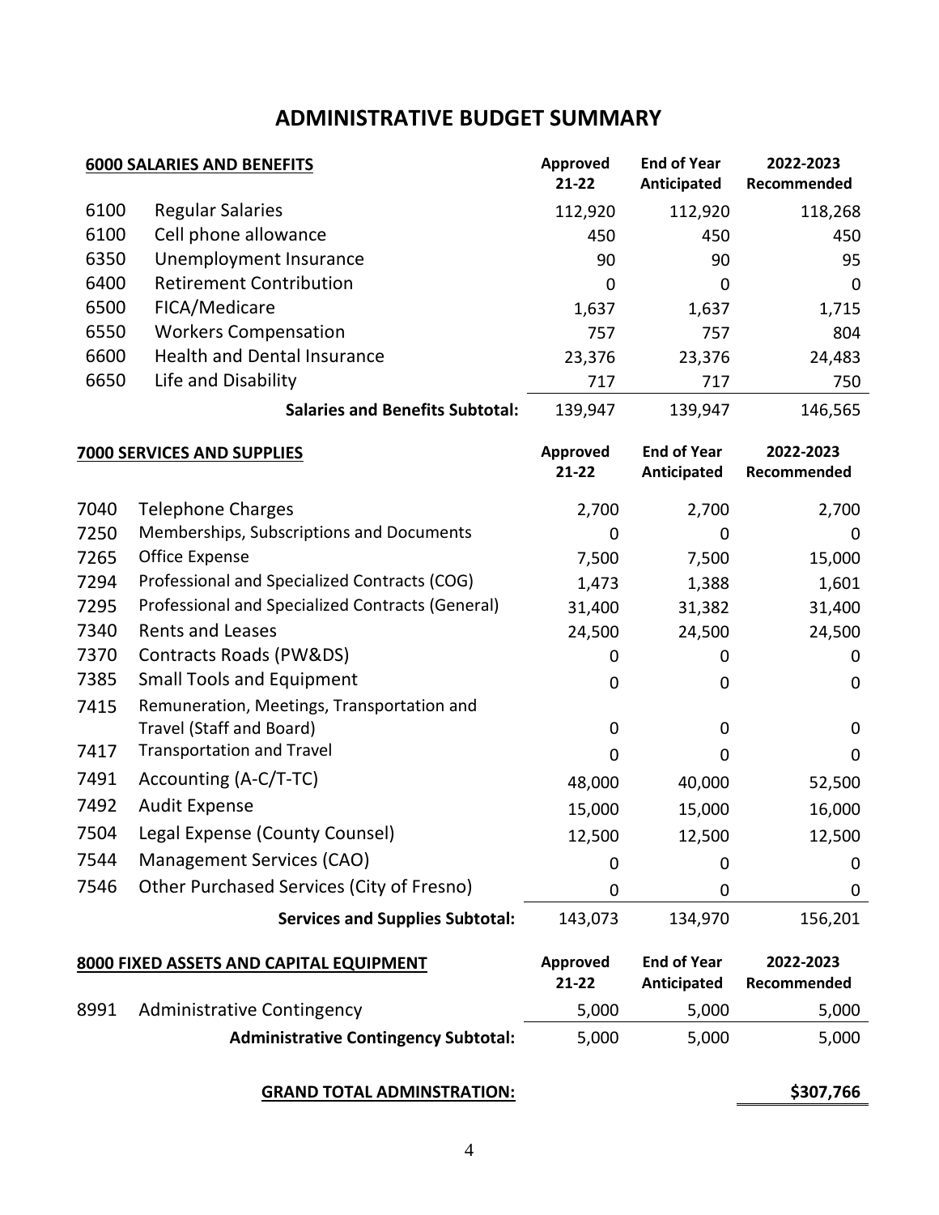# ADMINISTRATIVE BUDGET SUMMARY

| 6000 SALARIES AND BENEFITS | | Approved 21-22 | End of Year Anticipated | 2022-2023 Recommended |
|---|---|---|---|---|
| 6100 | Regular Salaries | 112,920 | 112,920 | 118,268 |
| 6100 | Cell phone allowance | 450 | 450 | 450 |
| 6350 | Unemployment Insurance | 90 | 90 | 95 |
| 6400 | Retirement Contribution | 0 | 0 | 0 |
| 6500 | FICA/Medicare | 1,637 | 1,637 | 1,715 |
| 6550 | Workers Compensation | 757 | 757 | 804 |
| 6600 | Health and Dental Insurance | 23,376 | 23,376 | 24,483 |
| 6650 | Life and Disability | 717 | 717 | 750 |
| | **Salaries and Benefits Subtotal:** | 139,947 | 139,947 | 146,565 |

| 7000 SERVICES AND SUPPLIES | | Approved 21-22 | End of Year Anticipated | 2022-2023 Recommended |
|---|---|---|---|---|
| 7040 | Telephone Charges | 2,700 | 2,700 | 2,700 |
| 7250 | Memberships, Subscriptions and Documents | 0 | 0 | 0 |
| 7265 | Office Expense | 7,500 | 7,500 | 15,000 |
| 7294 | Professional and Specialized Contracts (COG) | 1,473 | 1,388 | 1,601 |
| 7295 | Professional and Specialized Contracts (General) | 31,400 | 31,382 | 31,400 |
| 7340 | Rents and Leases | 24,500 | 24,500 | 24,500 |
| 7370 | Contracts Roads (PW&DS) | 0 | 0 | 0 |
| 7385 | Small Tools and Equipment | 0 | 0 | 0 |
| 7415 | Remuneration, Meetings, Transportation and Travel (Staff and Board) | 0 | 0 | 0 |
| 7417 | Transportation and Travel | 0 | 0 | 0 |
| 7491 | Accounting (A-C/T-TC) | 48,000 | 40,000 | 52,500 |
| 7492 | Audit Expense | 15,000 | 15,000 | 16,000 |
| 7504 | Legal Expense (County Counsel) | 12,500 | 12,500 | 12,500 |
| 7544 | Management Services (CAO) | 0 | 0 | 0 |
| 7546 | Other Purchased Services (City of Fresno) | 0 | 0 | 0 |
| | **Services and Supplies Subtotal:** | 143,073 | 134,970 | 156,201 |

| 8000 FIXED ASSETS AND CAPITAL EQUIPMENT | | Approved 21-22 | End of Year Anticipated | 2022-2023 Recommended |
|---|---|---|---|---|
| 8991 | Administrative Contingency | 5,000 | 5,000 | 5,000 |
| | **Administrative Contingency Subtotal:** | 5,000 | 5,000 | 5,000 |

**GRAND TOTAL ADMINSTRATION:** **$307,766**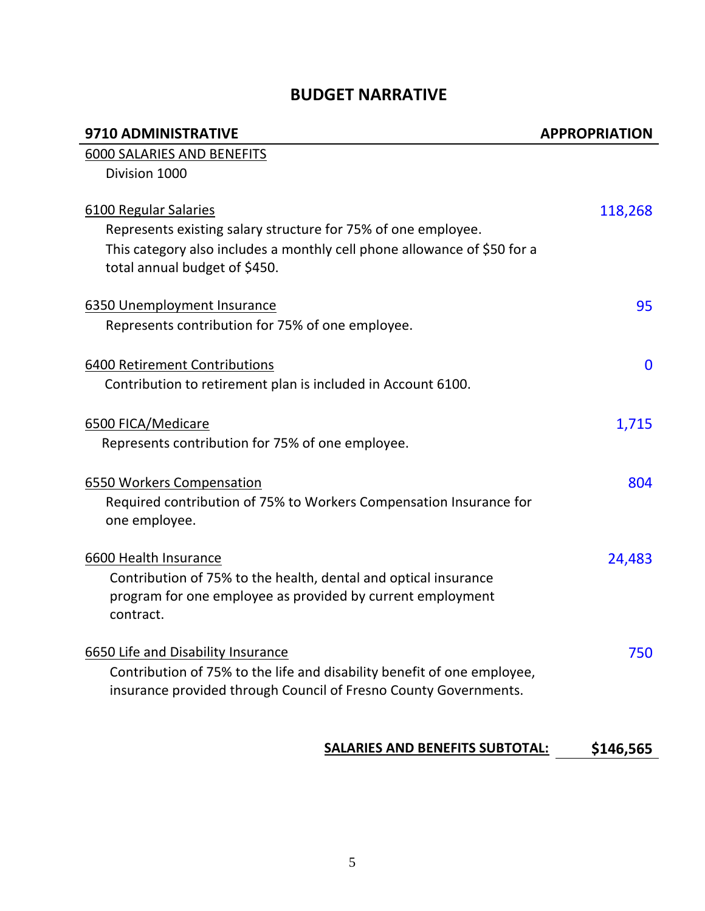# BUDGET NARRATIVE

| 9710 ADMINISTRATIVE | APPROPRIATION |
|---|---|
| 6000 SALARIES AND BENEFITS<br>Division 1000 | |
| 6100 Regular Salaries<br>Represents existing salary structure for 75% of one employee.<br>This category also includes a monthly cell phone allowance of $50 for a total annual budget of $450. | 118,268 |
| 6350 Unemployment Insurance<br>Represents contribution for 75% of one employee. | 95 |
| 6400 Retirement Contributions<br>Contribution to retirement plan is included in Account 6100. | 0 |
| 6500 FICA/Medicare<br>Represents contribution for 75% of one employee. | 1,715 |
| 6550 Workers Compensation<br>Required contribution of 75% to Workers Compensation Insurance for one employee. | 804 |
| 6600 Health Insurance<br>Contribution of 75% to the health, dental and optical insurance program for one employee as provided by current employment contract. | 24,483 |
| 6650 Life and Disability Insurance<br>Contribution of 75% to the life and disability benefit of one employee, insurance provided through Council of Fresno County Governments. | 750 |
| **SALARIES AND BENEFITS SUBTOTAL:** | **$146,565** |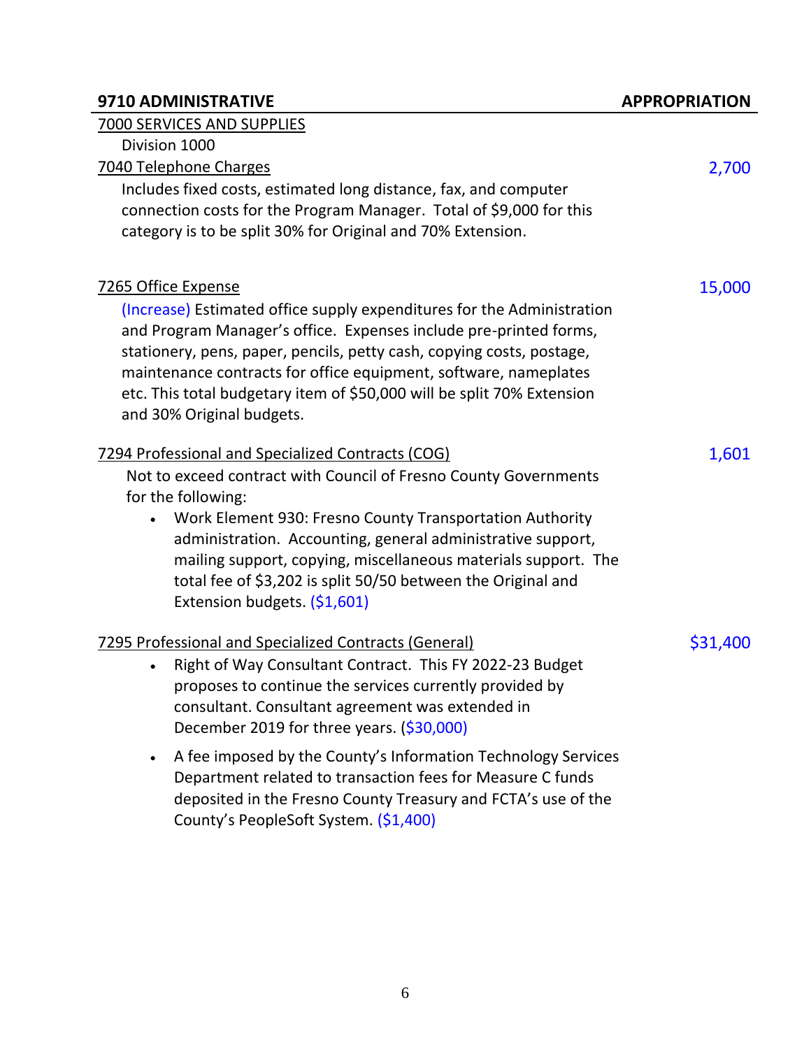| **9710 ADMINISTRATIVE** | **APPROPRIATION** |
|---|---|

<u>7000 SERVICES AND SUPPLIES</u>

Division 1000

| | |
|---|---|
| <u>7040 Telephone Charges</u> | 2,700 |

Includes fixed costs, estimated long distance, fax, and computer connection costs for the Program Manager. Total of $9,000 for this category is to be split 30% for Original and 70% Extension.

| | |
|---|---|
| <u>7265 Office Expense</u> | 15,000 |

(Increase) Estimated office supply expenditures for the Administration and Program Manager's office. Expenses include pre-printed forms, stationery, pens, paper, pencils, petty cash, copying costs, postage, maintenance contracts for office equipment, software, nameplates etc. This total budgetary item of $50,000 will be split 70% Extension and 30% Original budgets.

| | |
|---|---|
| <u>7294 Professional and Specialized Contracts (COG)</u> | 1,601 |

Not to exceed contract with Council of Fresno County Governments for the following:

- Work Element 930: Fresno County Transportation Authority administration. Accounting, general administrative support, mailing support, copying, miscellaneous materials support. The total fee of $3,202 is split 50/50 between the Original and Extension budgets. ($1,601)

| | |
|---|---|
| <u>7295 Professional and Specialized Contracts (General)</u> | $31,400 |

- Right of Way Consultant Contract. This FY 2022-23 Budget proposes to continue the services currently provided by consultant. Consultant agreement was extended in December 2019 for three years. ($30,000)
- A fee imposed by the County's Information Technology Services Department related to transaction fees for Measure C funds deposited in the Fresno County Treasury and FCTA's use of the County's PeopleSoft System. ($1,400)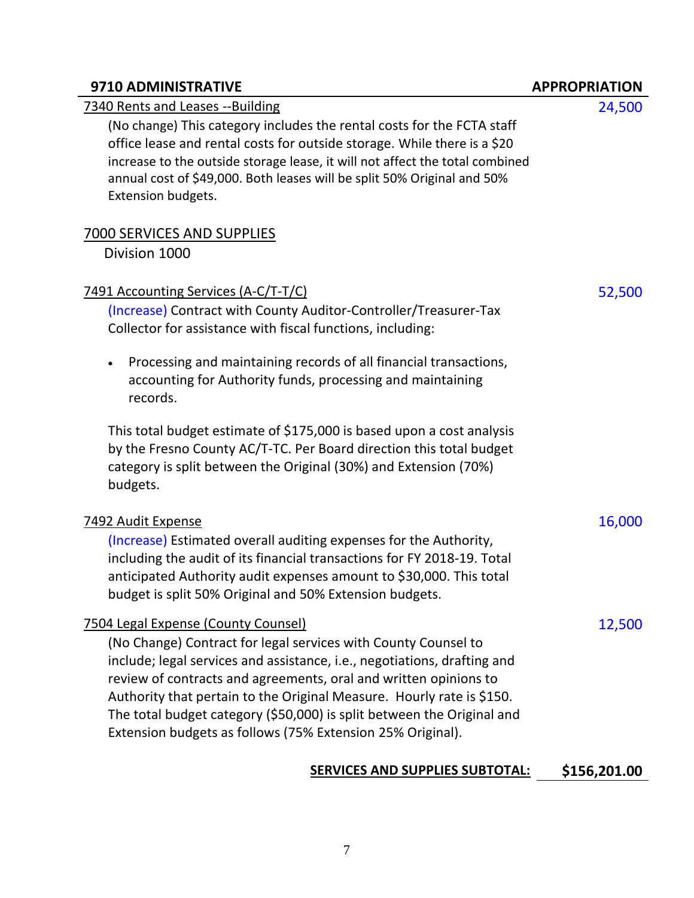| 9710 ADMINISTRATIVE | APPROPRIATION |
| --- | --- |

<u>7340 Rents and Leases --Building</u> — 24,500

(No change) This category includes the rental costs for the FCTA staff office lease and rental costs for outside storage. While there is a $20 increase to the outside storage lease, it will not affect the total combined annual cost of $49,000. Both leases will be split 50% Original and 50% Extension budgets.

<u>7000 SERVICES AND SUPPLIES</u>

Division 1000

<u>7491 Accounting Services (A-C/T-T/C)</u> — 52,500

(Increase) Contract with County Auditor-Controller/Treasurer-Tax Collector for assistance with fiscal functions, including:

- Processing and maintaining records of all financial transactions, accounting for Authority funds, processing and maintaining records.

This total budget estimate of $175,000 is based upon a cost analysis by the Fresno County AC/T-TC. Per Board direction this total budget category is split between the Original (30%) and Extension (70%) budgets.

<u>7492 Audit Expense</u> — 16,000

(Increase) Estimated overall auditing expenses for the Authority, including the audit of its financial transactions for FY 2018-19. Total anticipated Authority audit expenses amount to $30,000. This total budget is split 50% Original and 50% Extension budgets.

<u>7504 Legal Expense (County Counsel)</u> — 12,500

(No Change) Contract for legal services with County Counsel to include; legal services and assistance, i.e., negotiations, drafting and review of contracts and agreements, oral and written opinions to Authority that pertain to the Original Measure. Hourly rate is $150. The total budget category ($50,000) is split between the Original and Extension budgets as follows (75% Extension 25% Original).

**SERVICES AND SUPPLIES SUBTOTAL: $156,201.00**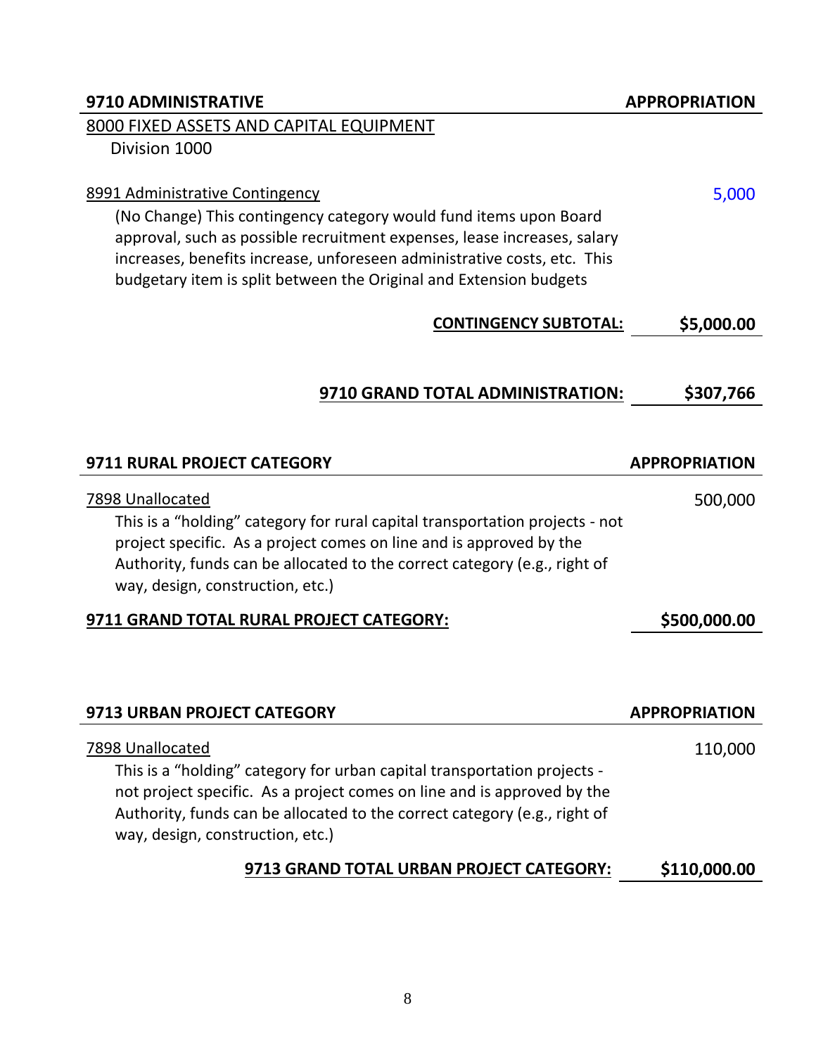| 9710 ADMINISTRATIVE | APPROPRIATION |
|---|---|
| <u>8000 FIXED ASSETS AND CAPITAL EQUIPMENT</u><br>Division 1000 | |
| <u>8991 Administrative Contingency</u><br>(No Change) This contingency category would fund items upon Board approval, such as possible recruitment expenses, lease increases, salary increases, benefits increase, unforeseen administrative costs, etc. This budgetary item is split between the Original and Extension budgets | 5,000 |
| **CONTINGENCY SUBTOTAL:** | **$5,000.00** |
| **9710 GRAND TOTAL ADMINISTRATION:** | **$307,766** |

| 9711 RURAL PROJECT CATEGORY | APPROPRIATION |
|---|---|
| <u>7898 Unallocated</u><br>This is a "holding" category for rural capital transportation projects - not project specific. As a project comes on line and is approved by the Authority, funds can be allocated to the correct category (e.g., right of way, design, construction, etc.) | 500,000 |
| **9711 GRAND TOTAL RURAL PROJECT CATEGORY:** | **$500,000.00** |

| 9713 URBAN PROJECT CATEGORY | APPROPRIATION |
|---|---|
| <u>7898 Unallocated</u><br>This is a "holding" category for urban capital transportation projects - not project specific. As a project comes on line and is approved by the Authority, funds can be allocated to the correct category (e.g., right of way, design, construction, etc.) | 110,000 |
| **9713 GRAND TOTAL URBAN PROJECT CATEGORY:** | **$110,000.00** |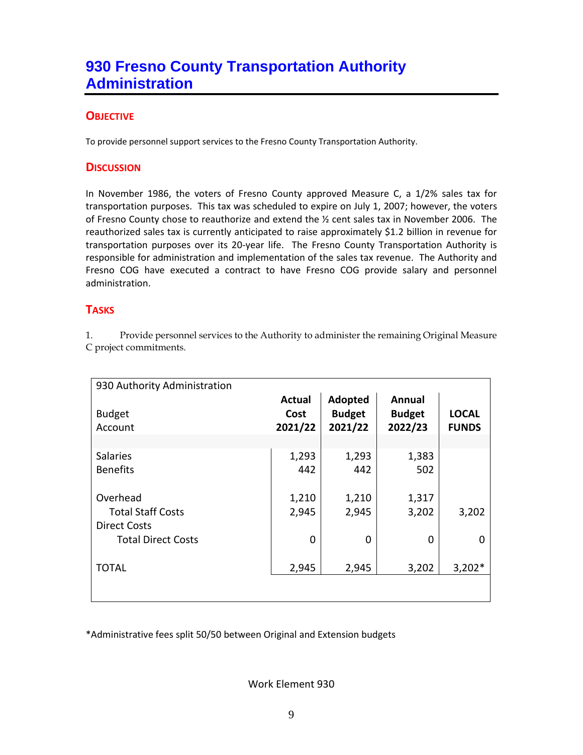# 930 Fresno County Transportation Authority Administration

## Objective

To provide personnel support services to the Fresno County Transportation Authority.

## Discussion

In November 1986, the voters of Fresno County approved Measure C, a 1/2% sales tax for transportation purposes. This tax was scheduled to expire on July 1, 2007; however, the voters of Fresno County chose to reauthorize and extend the ½ cent sales tax in November 2006. The reauthorized sales tax is currently anticipated to raise approximately $1.2 billion in revenue for transportation purposes over its 20-year life. The Fresno County Transportation Authority is responsible for administration and implementation of the sales tax revenue. The Authority and Fresno COG have executed a contract to have Fresno COG provide salary and personnel administration.

## Tasks

1. Provide personnel services to the Authority to administer the remaining Original Measure C project commitments.

930 Authority Administration

| Budget Account | Actual Cost 2021/22 | Adopted Budget 2021/22 | Annual Budget 2022/23 | LOCAL FUNDS |
|---|---|---|---|---|
| Salaries | 1,293 | 1,293 | 1,383 | |
| Benefits | 442 | 442 | 502 | |
| Overhead | 1,210 | 1,210 | 1,317 | |
| Total Staff Costs | 2,945 | 2,945 | 3,202 | 3,202 |
| Direct Costs | | | | |
| Total Direct Costs | 0 | 0 | 0 | 0 |
| TOTAL | 2,945 | 2,945 | 3,202 | 3,202* |

*Administrative fees split 50/50 between Original and Extension budgets

Work Element 930